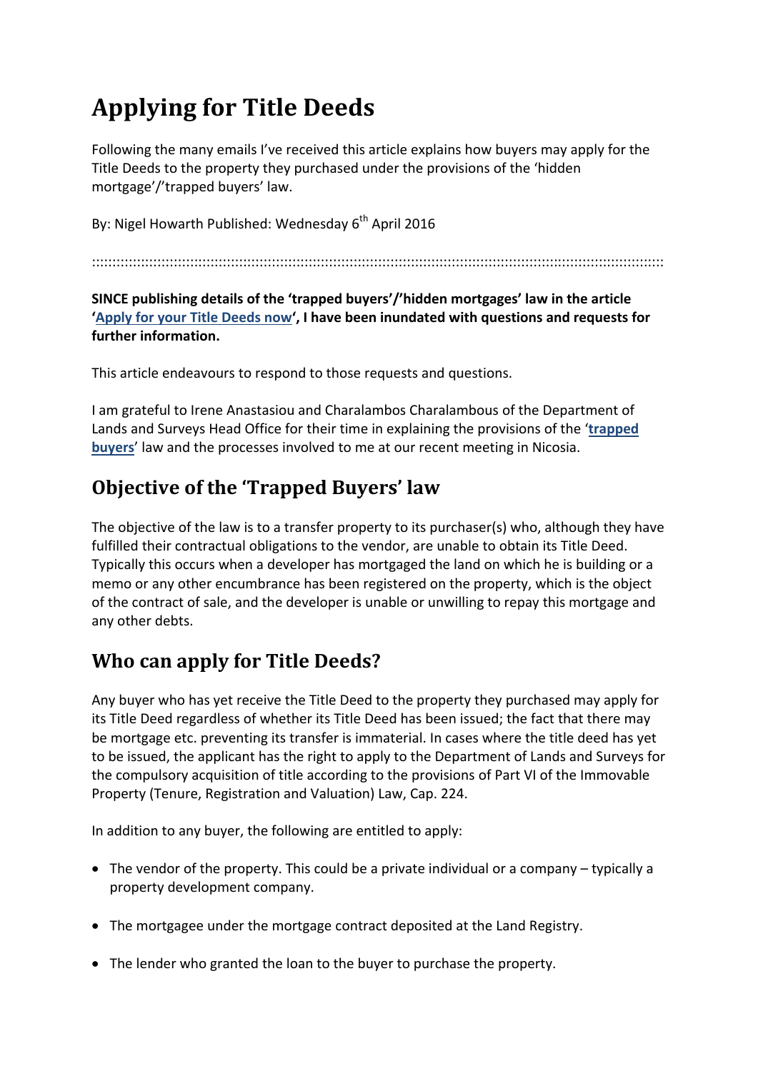# Applying for Title Deeds

Following the many emails I've received this article explains how buyers may apply for the Title Deeds to the property they purchased under the provisions of the 'hidden mortgage'/'trapped buyers' law.

By: Nigel Howarth Published: Wednesday 6th April 2016

::::::::::::::::::::::::::::::::::::::::::::::::::::::::::::::::::::::::::::::::::::::::::::::::::::::::::::::::::::::::::::::::::::::::::::::::

**SINCE publishing details of the 'trapped buyers'/'hidden mortgages' law in the article '[Apply for your Title Deeds now](#)', I have been inundated with questions and requests for further information.**

This article endeavours to respond to those requests and questions.

I am grateful to Irene Anastasiou and Charalambos Charalambous of the Department of Lands and Surveys Head Office for their time in explaining the provisions of the '**[trapped buyers](#)**' law and the processes involved to me at our recent meeting in Nicosia.

## Objective of the 'Trapped Buyers' law

The objective of the law is to a transfer property to its purchaser(s) who, although they have fulfilled their contractual obligations to the vendor, are unable to obtain its Title Deed. Typically this occurs when a developer has mortgaged the land on which he is building or a memo or any other encumbrance has been registered on the property, which is the object of the contract of sale, and the developer is unable or unwilling to repay this mortgage and any other debts.

## Who can apply for Title Deeds?

Any buyer who has yet receive the Title Deed to the property they purchased may apply for its Title Deed regardless of whether its Title Deed has been issued; the fact that there may be mortgage etc. preventing its transfer is immaterial. In cases where the title deed has yet to be issued, the applicant has the right to apply to the Department of Lands and Surveys for the compulsory acquisition of title according to the provisions of Part VI of the Immovable Property (Tenure, Registration and Valuation) Law, Cap. 224.

In addition to any buyer, the following are entitled to apply:

- The vendor of the property. This could be a private individual or a company – typically a property development company.
- The mortgagee under the mortgage contract deposited at the Land Registry.
- The lender who granted the loan to the buyer to purchase the property.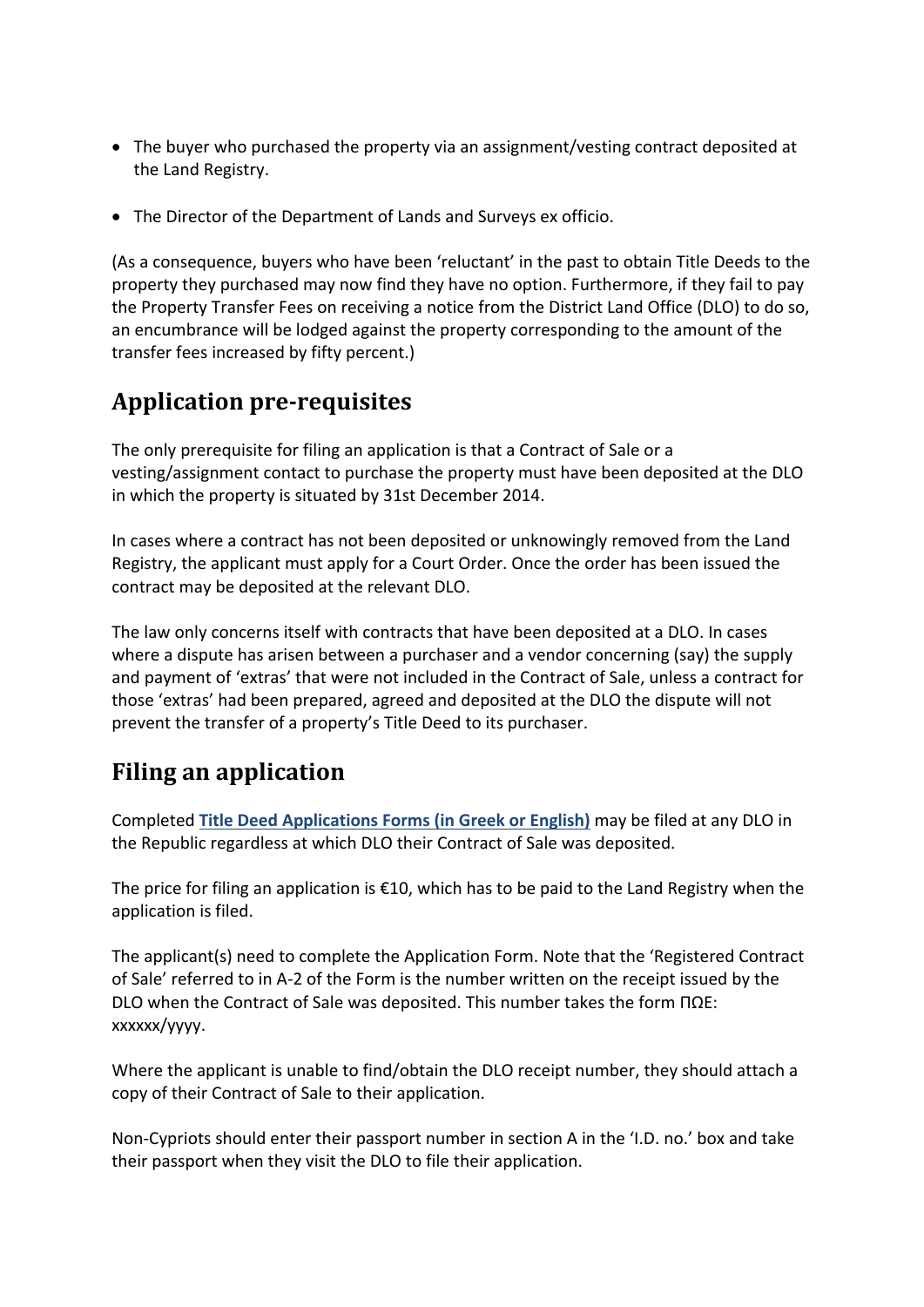- The buyer who purchased the property via an assignment/vesting contract deposited at the Land Registry.

- The Director of the Department of Lands and Surveys ex officio.

(As a consequence, buyers who have been 'reluctant' in the past to obtain Title Deeds to the property they purchased may now find they have no option. Furthermore, if they fail to pay the Property Transfer Fees on receiving a notice from the District Land Office (DLO) to do so, an encumbrance will be lodged against the property corresponding to the amount of the transfer fees increased by fifty percent.)

## Application pre-requisites

The only prerequisite for filing an application is that a Contract of Sale or a vesting/assignment contact to purchase the property must have been deposited at the DLO in which the property is situated by 31st December 2014.

In cases where a contract has not been deposited or unknowingly removed from the Land Registry, the applicant must apply for a Court Order. Once the order has been issued the contract may be deposited at the relevant DLO.

The law only concerns itself with contracts that have been deposited at a DLO. In cases where a dispute has arisen between a purchaser and a vendor concerning (say) the supply and payment of 'extras' that were not included in the Contract of Sale, unless a contract for those 'extras' had been prepared, agreed and deposited at the DLO the dispute will not prevent the transfer of a property's Title Deed to its purchaser.

## Filing an application

Completed **Title Deed Applications Forms (in Greek or English)** may be filed at any DLO in the Republic regardless at which DLO their Contract of Sale was deposited.

The price for filing an application is €10, which has to be paid to the Land Registry when the application is filed.

The applicant(s) need to complete the Application Form. Note that the 'Registered Contract of Sale' referred to in A-2 of the Form is the number written on the receipt issued by the DLO when the Contract of Sale was deposited. This number takes the form ΠΩΕ: xxxxxx/yyyy.

Where the applicant is unable to find/obtain the DLO receipt number, they should attach a copy of their Contract of Sale to their application.

Non-Cypriots should enter their passport number in section A in the 'I.D. no.' box and take their passport when they visit the DLO to file their application.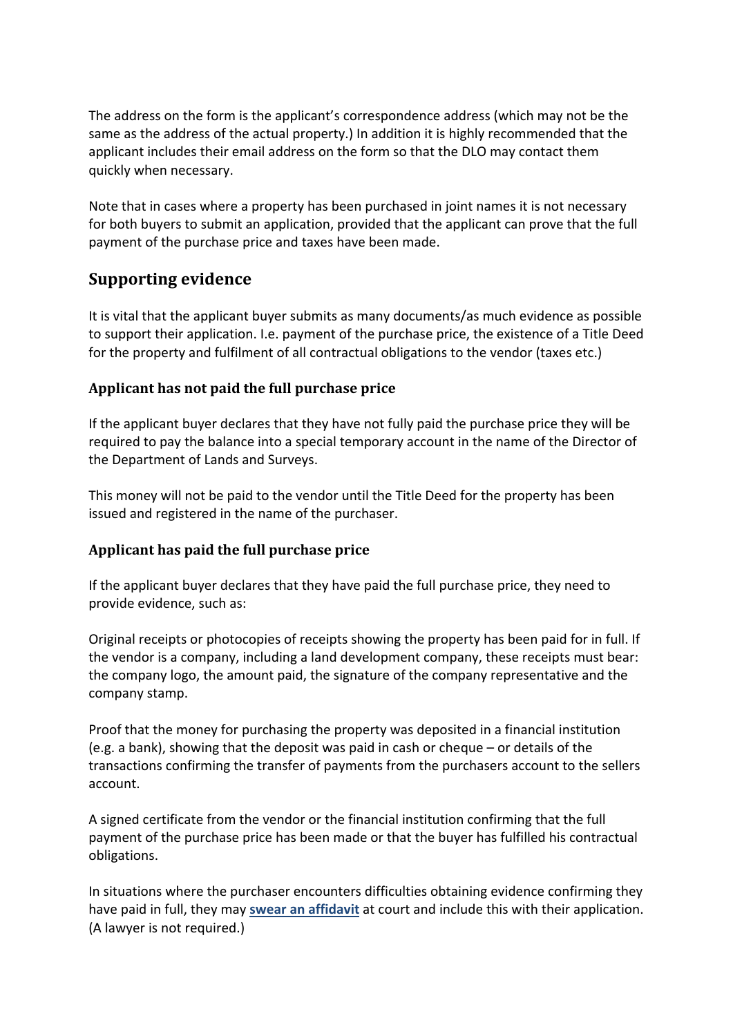The address on the form is the applicant's correspondence address (which may not be the same as the address of the actual property.) In addition it is highly recommended that the applicant includes their email address on the form so that the DLO may contact them quickly when necessary.

Note that in cases where a property has been purchased in joint names it is not necessary for both buyers to submit an application, provided that the applicant can prove that the full payment of the purchase price and taxes have been made.

## Supporting evidence

It is vital that the applicant buyer submits as many documents/as much evidence as possible to support their application. I.e. payment of the purchase price, the existence of a Title Deed for the property and fulfilment of all contractual obligations to the vendor (taxes etc.)

### Applicant has not paid the full purchase price

If the applicant buyer declares that they have not fully paid the purchase price they will be required to pay the balance into a special temporary account in the name of the Director of the Department of Lands and Surveys.

This money will not be paid to the vendor until the Title Deed for the property has been issued and registered in the name of the purchaser.

### Applicant has paid the full purchase price

If the applicant buyer declares that they have paid the full purchase price, they need to provide evidence, such as:

Original receipts or photocopies of receipts showing the property has been paid for in full. If the vendor is a company, including a land development company, these receipts must bear: the company logo, the amount paid, the signature of the company representative and the company stamp.

Proof that the money for purchasing the property was deposited in a financial institution (e.g. a bank), showing that the deposit was paid in cash or cheque – or details of the transactions confirming the transfer of payments from the purchasers account to the sellers account.

A signed certificate from the vendor or the financial institution confirming that the full payment of the purchase price has been made or that the buyer has fulfilled his contractual obligations.

In situations where the purchaser encounters difficulties obtaining evidence confirming they have paid in full, they may **swear an affidavit** at court and include this with their application. (A lawyer is not required.)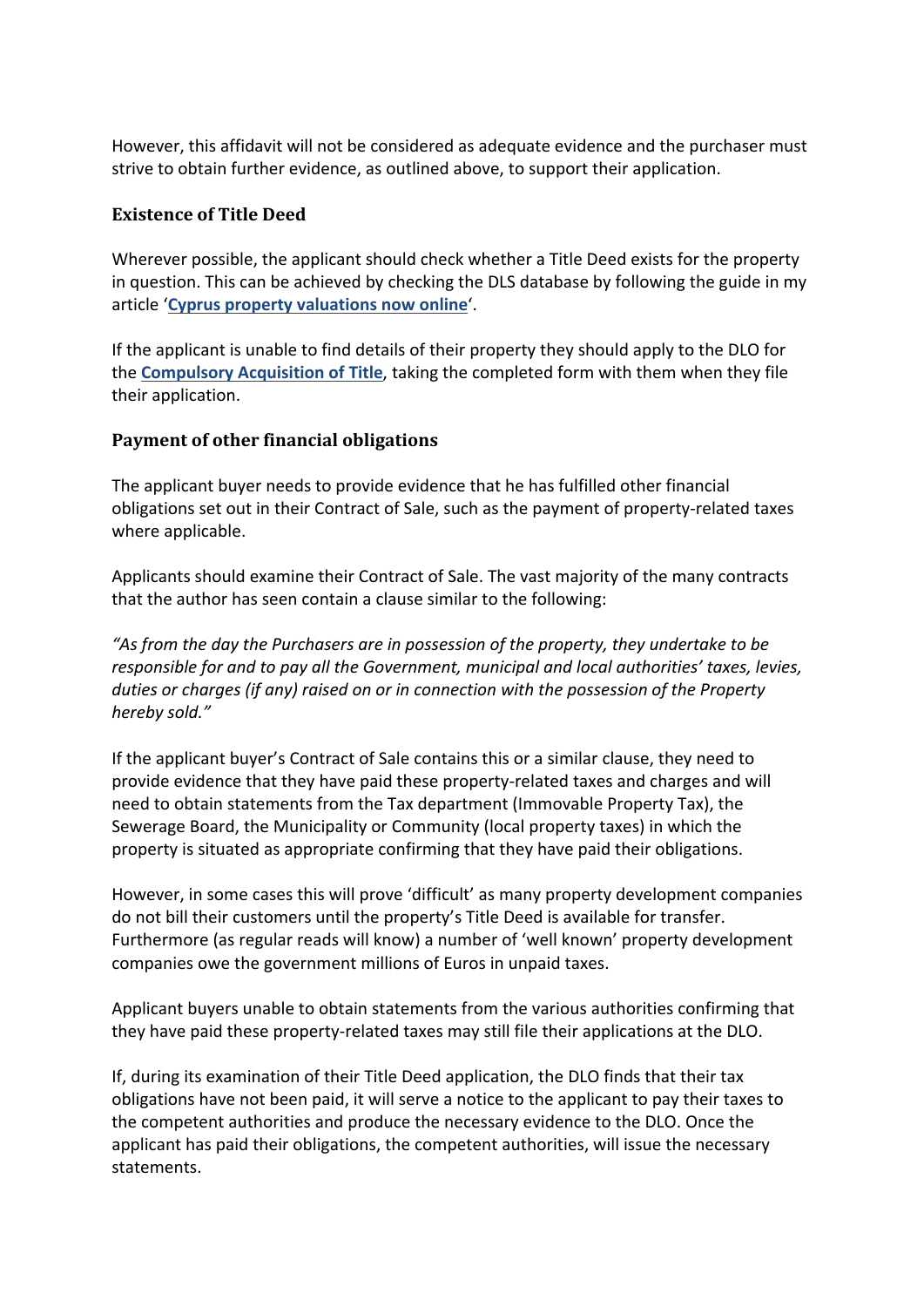However, this affidavit will not be considered as adequate evidence and the purchaser must strive to obtain further evidence, as outlined above, to support their application.

### Existence of Title Deed

Wherever possible, the applicant should check whether a Title Deed exists for the property in question. This can be achieved by checking the DLS database by following the guide in my article '**Cyprus property valuations now online**'.

If the applicant is unable to find details of their property they should apply to the DLO for the **Compulsory Acquisition of Title**, taking the completed form with them when they file their application.

### Payment of other financial obligations

The applicant buyer needs to provide evidence that he has fulfilled other financial obligations set out in their Contract of Sale, such as the payment of property-related taxes where applicable.

Applicants should examine their Contract of Sale. The vast majority of the many contracts that the author has seen contain a clause similar to the following:

*"As from the day the Purchasers are in possession of the property, they undertake to be responsible for and to pay all the Government, municipal and local authorities' taxes, levies, duties or charges (if any) raised on or in connection with the possession of the Property hereby sold."*

If the applicant buyer's Contract of Sale contains this or a similar clause, they need to provide evidence that they have paid these property-related taxes and charges and will need to obtain statements from the Tax department (Immovable Property Tax), the Sewerage Board, the Municipality or Community (local property taxes) in which the property is situated as appropriate confirming that they have paid their obligations.

However, in some cases this will prove 'difficult' as many property development companies do not bill their customers until the property's Title Deed is available for transfer. Furthermore (as regular reads will know) a number of 'well known' property development companies owe the government millions of Euros in unpaid taxes.

Applicant buyers unable to obtain statements from the various authorities confirming that they have paid these property-related taxes may still file their applications at the DLO.

If, during its examination of their Title Deed application, the DLO finds that their tax obligations have not been paid, it will serve a notice to the applicant to pay their taxes to the competent authorities and produce the necessary evidence to the DLO. Once the applicant has paid their obligations, the competent authorities, will issue the necessary statements.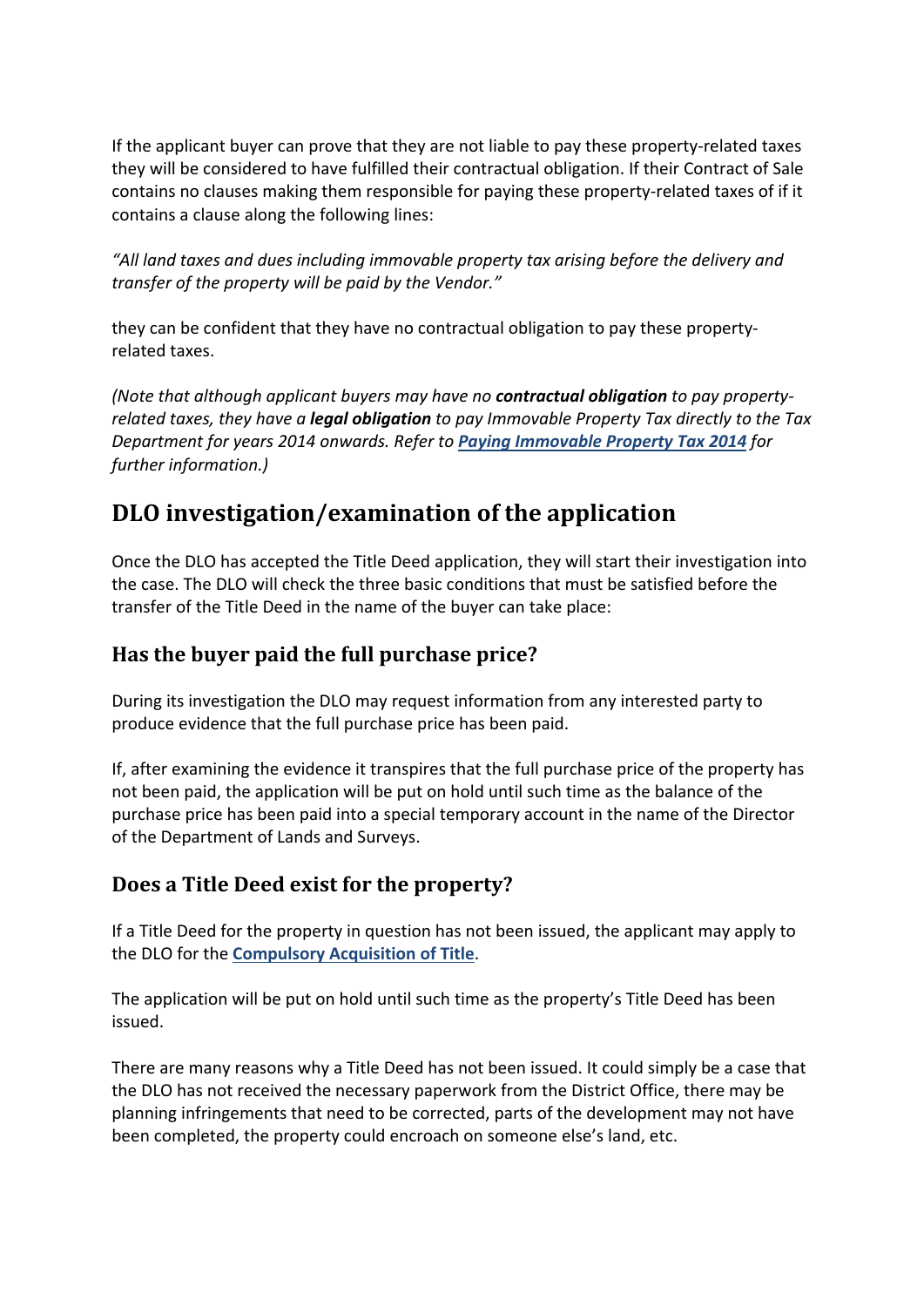If the applicant buyer can prove that they are not liable to pay these property-related taxes they will be considered to have fulfilled their contractual obligation. If their Contract of Sale contains no clauses making them responsible for paying these property-related taxes of if it contains a clause along the following lines:

*"All land taxes and dues including immovable property tax arising before the delivery and transfer of the property will be paid by the Vendor."*

they can be confident that they have no contractual obligation to pay these property-related taxes.

*(Note that although applicant buyers may have no **contractual obligation** to pay property-related taxes, they have a **legal obligation** to pay Immovable Property Tax directly to the Tax Department for years 2014 onwards. Refer to **Paying Immovable Property Tax 2014** for further information.)*

## DLO investigation/examination of the application

Once the DLO has accepted the Title Deed application, they will start their investigation into the case. The DLO will check the three basic conditions that must be satisfied before the transfer of the Title Deed in the name of the buyer can take place:

### Has the buyer paid the full purchase price?

During its investigation the DLO may request information from any interested party to produce evidence that the full purchase price has been paid.

If, after examining the evidence it transpires that the full purchase price of the property has not been paid, the application will be put on hold until such time as the balance of the purchase price has been paid into a special temporary account in the name of the Director of the Department of Lands and Surveys.

### Does a Title Deed exist for the property?

If a Title Deed for the property in question has not been issued, the applicant may apply to the DLO for the **Compulsory Acquisition of Title**.

The application will be put on hold until such time as the property's Title Deed has been issued.

There are many reasons why a Title Deed has not been issued. It could simply be a case that the DLO has not received the necessary paperwork from the District Office, there may be planning infringements that need to be corrected, parts of the development may not have been completed, the property could encroach on someone else's land, etc.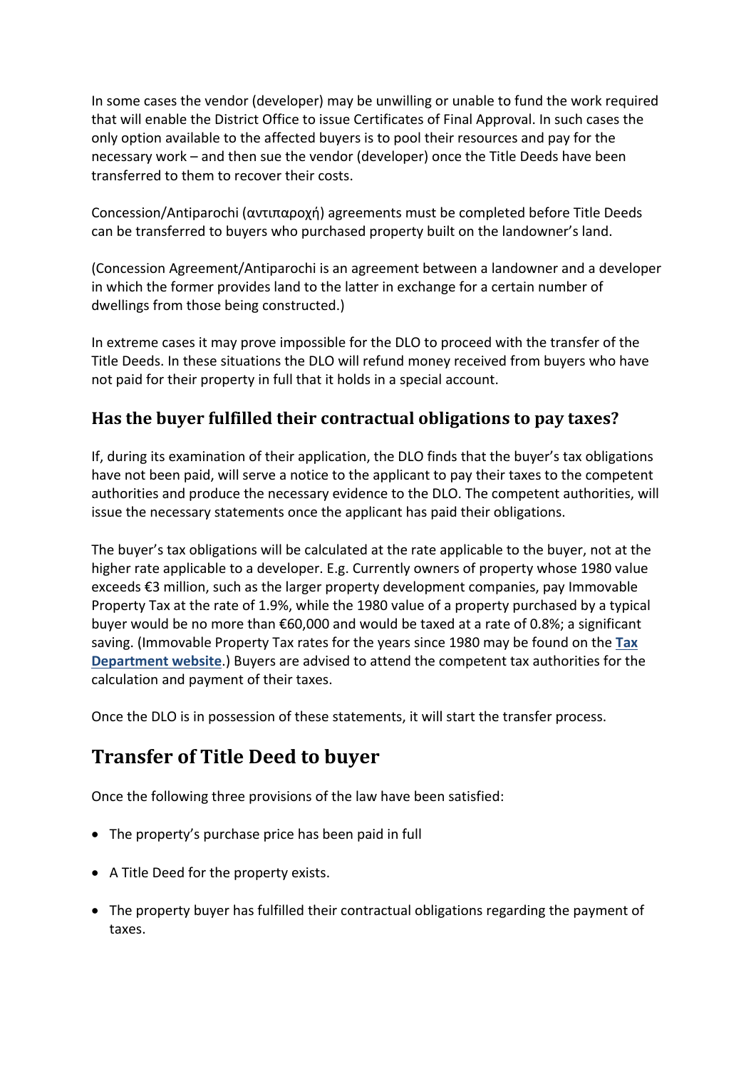In some cases the vendor (developer) may be unwilling or unable to fund the work required that will enable the District Office to issue Certificates of Final Approval. In such cases the only option available to the affected buyers is to pool their resources and pay for the necessary work – and then sue the vendor (developer) once the Title Deeds have been transferred to them to recover their costs.

Concession/Antiparochi (αντιπαροχή) agreements must be completed before Title Deeds can be transferred to buyers who purchased property built on the landowner's land.

(Concession Agreement/Antiparochi is an agreement between a landowner and a developer in which the former provides land to the latter in exchange for a certain number of dwellings from those being constructed.)

In extreme cases it may prove impossible for the DLO to proceed with the transfer of the Title Deeds. In these situations the DLO will refund money received from buyers who have not paid for their property in full that it holds in a special account.

### Has the buyer fulfilled their contractual obligations to pay taxes?

If, during its examination of their application, the DLO finds that the buyer's tax obligations have not been paid, will serve a notice to the applicant to pay their taxes to the competent authorities and produce the necessary evidence to the DLO. The competent authorities, will issue the necessary statements once the applicant has paid their obligations.

The buyer's tax obligations will be calculated at the rate applicable to the buyer, not at the higher rate applicable to a developer. E.g. Currently owners of property whose 1980 value exceeds €3 million, such as the larger property development companies, pay Immovable Property Tax at the rate of 1.9%, while the 1980 value of a property purchased by a typical buyer would be no more than €60,000 and would be taxed at a rate of 0.8%; a significant saving. (Immovable Property Tax rates for the years since 1980 may be found on the **Tax Department website**.) Buyers are advised to attend the competent tax authorities for the calculation and payment of their taxes.

Once the DLO is in possession of these statements, it will start the transfer process.

## Transfer of Title Deed to buyer

Once the following three provisions of the law have been satisfied:

- The property's purchase price has been paid in full
- A Title Deed for the property exists.
- The property buyer has fulfilled their contractual obligations regarding the payment of taxes.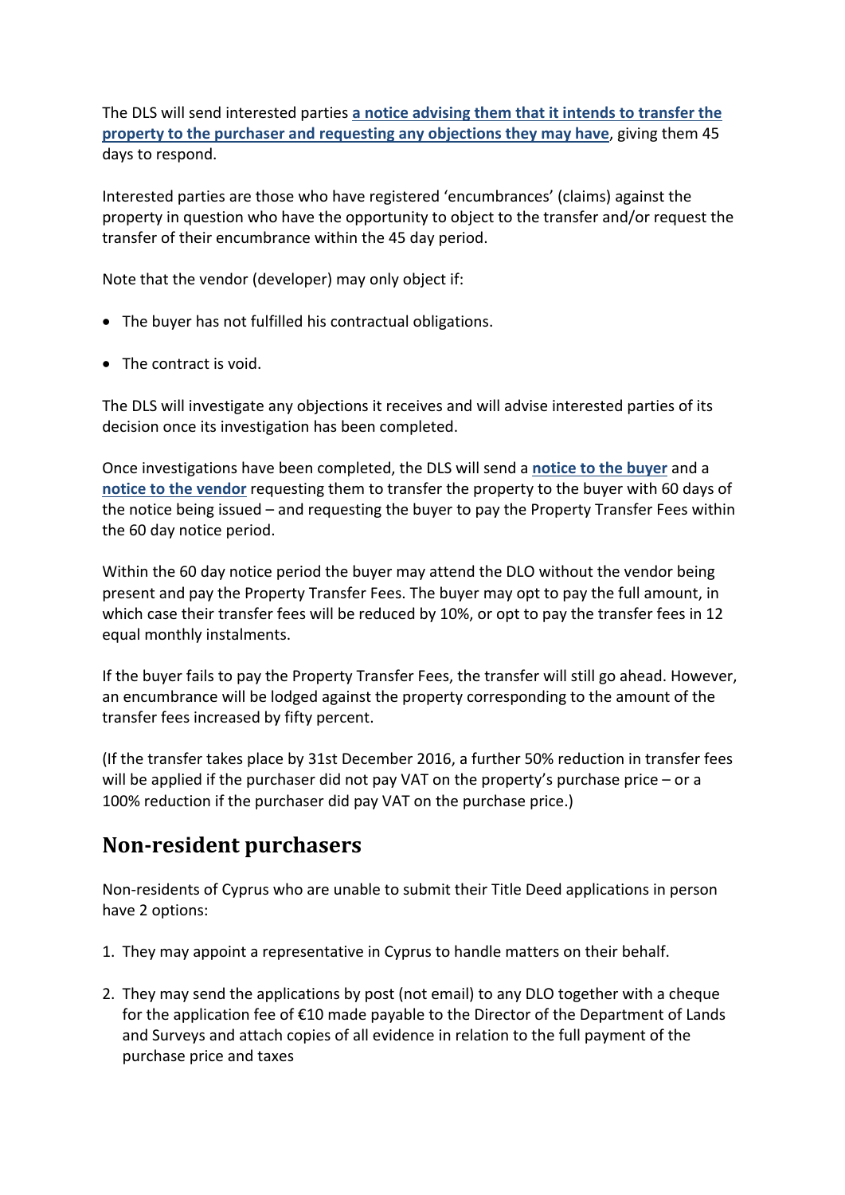The DLS will send interested parties **a notice advising them that it intends to transfer the property to the purchaser and requesting any objections they may have**, giving them 45 days to respond.

Interested parties are those who have registered 'encumbrances' (claims) against the property in question who have the opportunity to object to the transfer and/or request the transfer of their encumbrance within the 45 day period.

Note that the vendor (developer) may only object if:

- The buyer has not fulfilled his contractual obligations.
- The contract is void.

The DLS will investigate any objections it receives and will advise interested parties of its decision once its investigation has been completed.

Once investigations have been completed, the DLS will send a **notice to the buyer** and a **notice to the vendor** requesting them to transfer the property to the buyer with 60 days of the notice being issued – and requesting the buyer to pay the Property Transfer Fees within the 60 day notice period.

Within the 60 day notice period the buyer may attend the DLO without the vendor being present and pay the Property Transfer Fees. The buyer may opt to pay the full amount, in which case their transfer fees will be reduced by 10%, or opt to pay the transfer fees in 12 equal monthly instalments.

If the buyer fails to pay the Property Transfer Fees, the transfer will still go ahead. However, an encumbrance will be lodged against the property corresponding to the amount of the transfer fees increased by fifty percent.

(If the transfer takes place by 31st December 2016, a further 50% reduction in transfer fees will be applied if the purchaser did not pay VAT on the property's purchase price – or a 100% reduction if the purchaser did pay VAT on the purchase price.)

## Non-resident purchasers

Non-residents of Cyprus who are unable to submit their Title Deed applications in person have 2 options:

1. They may appoint a representative in Cyprus to handle matters on their behalf.
2. They may send the applications by post (not email) to any DLO together with a cheque for the application fee of €10 made payable to the Director of the Department of Lands and Surveys and attach copies of all evidence in relation to the full payment of the purchase price and taxes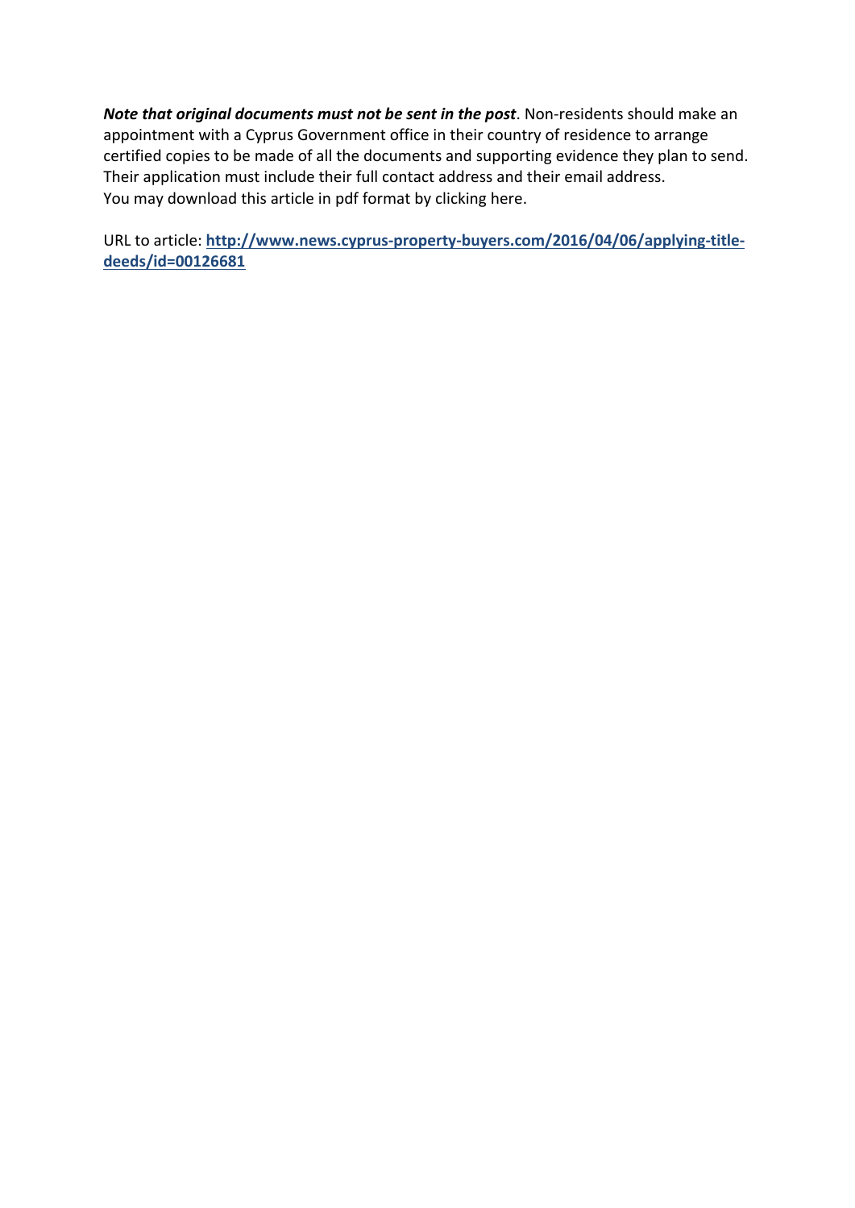***Note that original documents must not be sent in the post***. Non-residents should make an appointment with a Cyprus Government office in their country of residence to arrange certified copies to be made of all the documents and supporting evidence they plan to send. Their application must include their full contact address and their email address.
You may download this article in pdf format by clicking here.

URL to article: **http://www.news.cyprus-property-buyers.com/2016/04/06/applying-title-deeds/id=00126681**